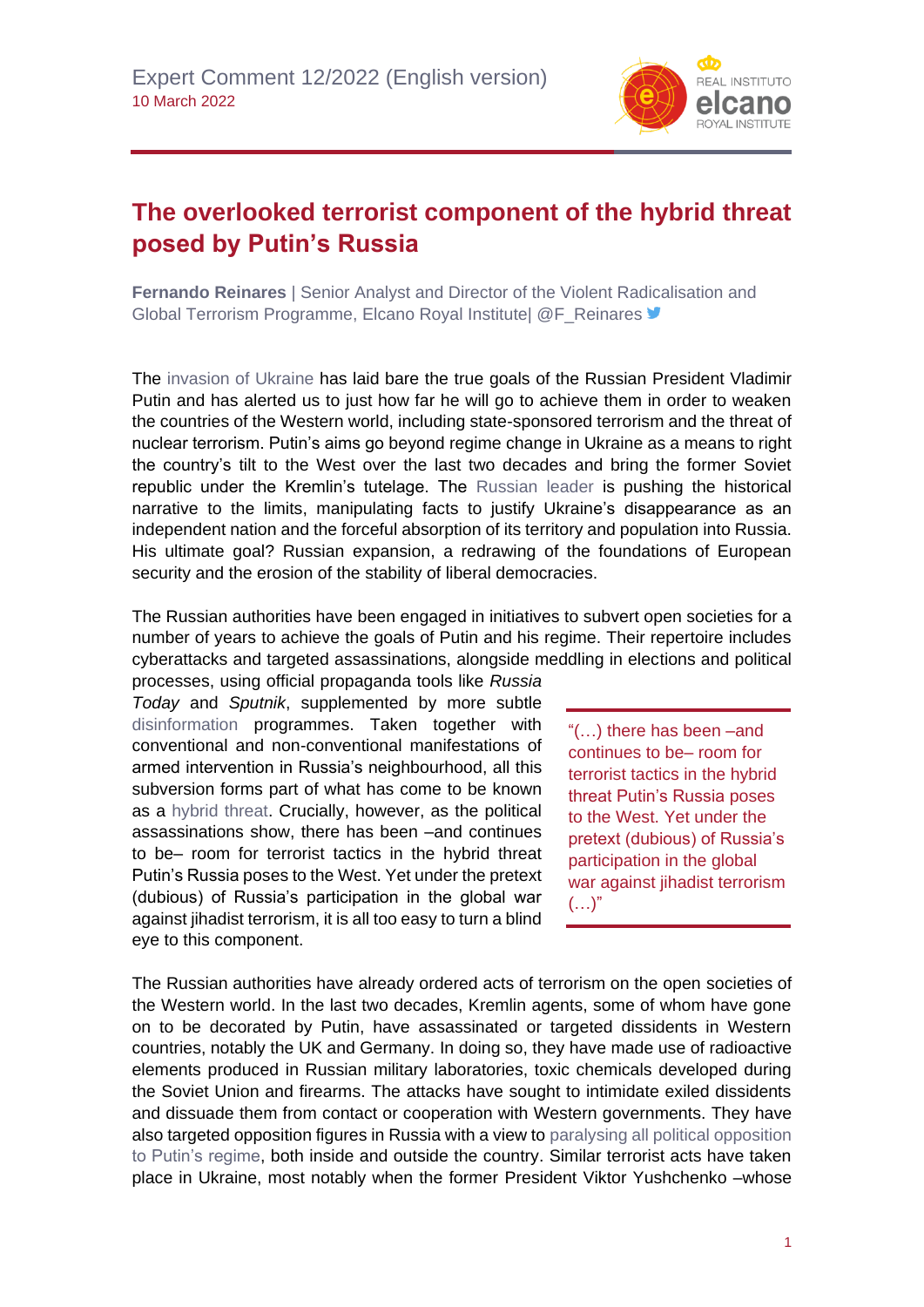Expert Comment 12/2022 (English version)
10 March 2022

# The overlooked terrorist component of the hybrid threat posed by Putin's Russia

**Fernando Reinares** | Senior Analyst and Director of the Violent Radicalisation and Global Terrorism Programme, Elcano Royal Institute| @F_Reinares

The invasion of Ukraine has laid bare the true goals of the Russian President Vladimir Putin and has alerted us to just how far he will go to achieve them in order to weaken the countries of the Western world, including state-sponsored terrorism and the threat of nuclear terrorism. Putin's aims go beyond regime change in Ukraine as a means to right the country's tilt to the West over the last two decades and bring the former Soviet republic under the Kremlin's tutelage. The Russian leader is pushing the historical narrative to the limits, manipulating facts to justify Ukraine's disappearance as an independent nation and the forceful absorption of its territory and population into Russia. His ultimate goal? Russian expansion, a redrawing of the foundations of European security and the erosion of the stability of liberal democracies.

The Russian authorities have been engaged in initiatives to subvert open societies for a number of years to achieve the goals of Putin and his regime. Their repertoire includes cyberattacks and targeted assassinations, alongside meddling in elections and political processes, using official propaganda tools like *Russia Today* and *Sputnik*, supplemented by more subtle disinformation programmes. Taken together with conventional and non-conventional manifestations of armed intervention in Russia's neighbourhood, all this subversion forms part of what has come to be known as a hybrid threat. Crucially, however, as the political assassinations show, there has been –and continues to be– room for terrorist tactics in the hybrid threat Putin's Russia poses to the West. Yet under the pretext (dubious) of Russia's participation in the global war against jihadist terrorism, it is all too easy to turn a blind eye to this component.

> "(…) there has been –and continues to be– room for terrorist tactics in the hybrid threat Putin's Russia poses to the West. Yet under the pretext (dubious) of Russia's participation in the global war against jihadist terrorism (…)"

The Russian authorities have already ordered acts of terrorism on the open societies of the Western world. In the last two decades, Kremlin agents, some of whom have gone on to be decorated by Putin, have assassinated or targeted dissidents in Western countries, notably the UK and Germany. In doing so, they have made use of radioactive elements produced in Russian military laboratories, toxic chemicals developed during the Soviet Union and firearms. The attacks have sought to intimidate exiled dissidents and dissuade them from contact or cooperation with Western governments. They have also targeted opposition figures in Russia with a view to paralysing all political opposition to Putin's regime, both inside and outside the country. Similar terrorist acts have taken place in Ukraine, most notably when the former President Viktor Yushchenko –whose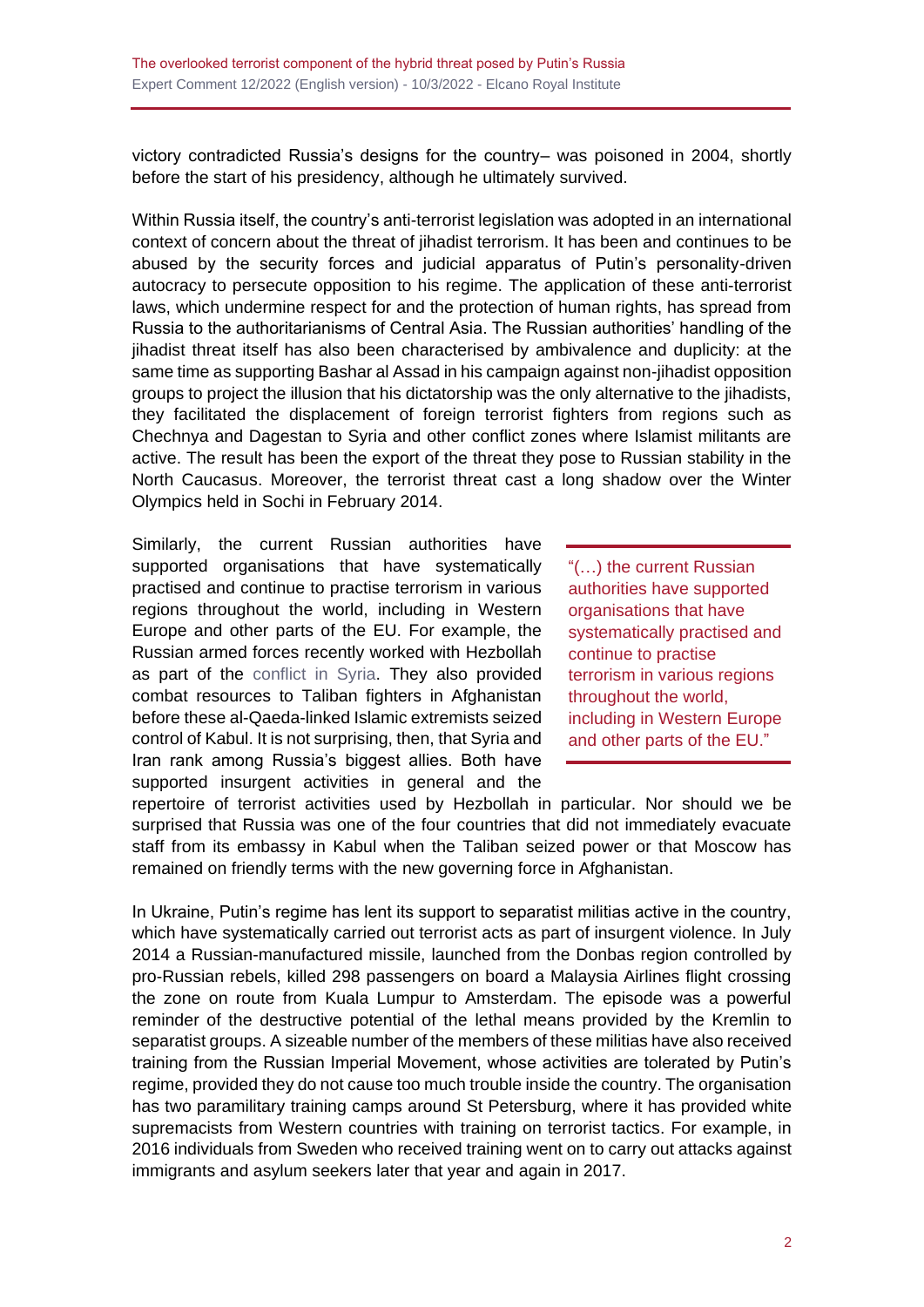victory contradicted Russia's designs for the country– was poisoned in 2004, shortly before the start of his presidency, although he ultimately survived.

Within Russia itself, the country's anti-terrorist legislation was adopted in an international context of concern about the threat of jihadist terrorism. It has been and continues to be abused by the security forces and judicial apparatus of Putin's personality-driven autocracy to persecute opposition to his regime. The application of these anti-terrorist laws, which undermine respect for and the protection of human rights, has spread from Russia to the authoritarianisms of Central Asia. The Russian authorities' handling of the jihadist threat itself has also been characterised by ambivalence and duplicity: at the same time as supporting Bashar al Assad in his campaign against non-jihadist opposition groups to project the illusion that his dictatorship was the only alternative to the jihadists, they facilitated the displacement of foreign terrorist fighters from regions such as Chechnya and Dagestan to Syria and other conflict zones where Islamist militants are active. The result has been the export of the threat they pose to Russian stability in the North Caucasus. Moreover, the terrorist threat cast a long shadow over the Winter Olympics held in Sochi in February 2014.

Similarly, the current Russian authorities have supported organisations that have systematically practised and continue to practise terrorism in various regions throughout the world, including in Western Europe and other parts of the EU. For example, the Russian armed forces recently worked with Hezbollah as part of the conflict in Syria. They also provided combat resources to Taliban fighters in Afghanistan before these al-Qaeda-linked Islamic extremists seized control of Kabul. It is not surprising, then, that Syria and Iran rank among Russia's biggest allies. Both have supported insurgent activities in general and the repertoire of terrorist activities used by Hezbollah in particular. Nor should we be surprised that Russia was one of the four countries that did not immediately evacuate staff from its embassy in Kabul when the Taliban seized power or that Moscow has remained on friendly terms with the new governing force in Afghanistan.

> "(…) the current Russian authorities have supported organisations that have systematically practised and continue to practise terrorism in various regions throughout the world, including in Western Europe and other parts of the EU."

In Ukraine, Putin's regime has lent its support to separatist militias active in the country, which have systematically carried out terrorist acts as part of insurgent violence. In July 2014 a Russian-manufactured missile, launched from the Donbas region controlled by pro-Russian rebels, killed 298 passengers on board a Malaysia Airlines flight crossing the zone on route from Kuala Lumpur to Amsterdam. The episode was a powerful reminder of the destructive potential of the lethal means provided by the Kremlin to separatist groups. A sizeable number of the members of these militias have also received training from the Russian Imperial Movement, whose activities are tolerated by Putin's regime, provided they do not cause too much trouble inside the country. The organisation has two paramilitary training camps around St Petersburg, where it has provided white supremacists from Western countries with training on terrorist tactics. For example, in 2016 individuals from Sweden who received training went on to carry out attacks against immigrants and asylum seekers later that year and again in 2017.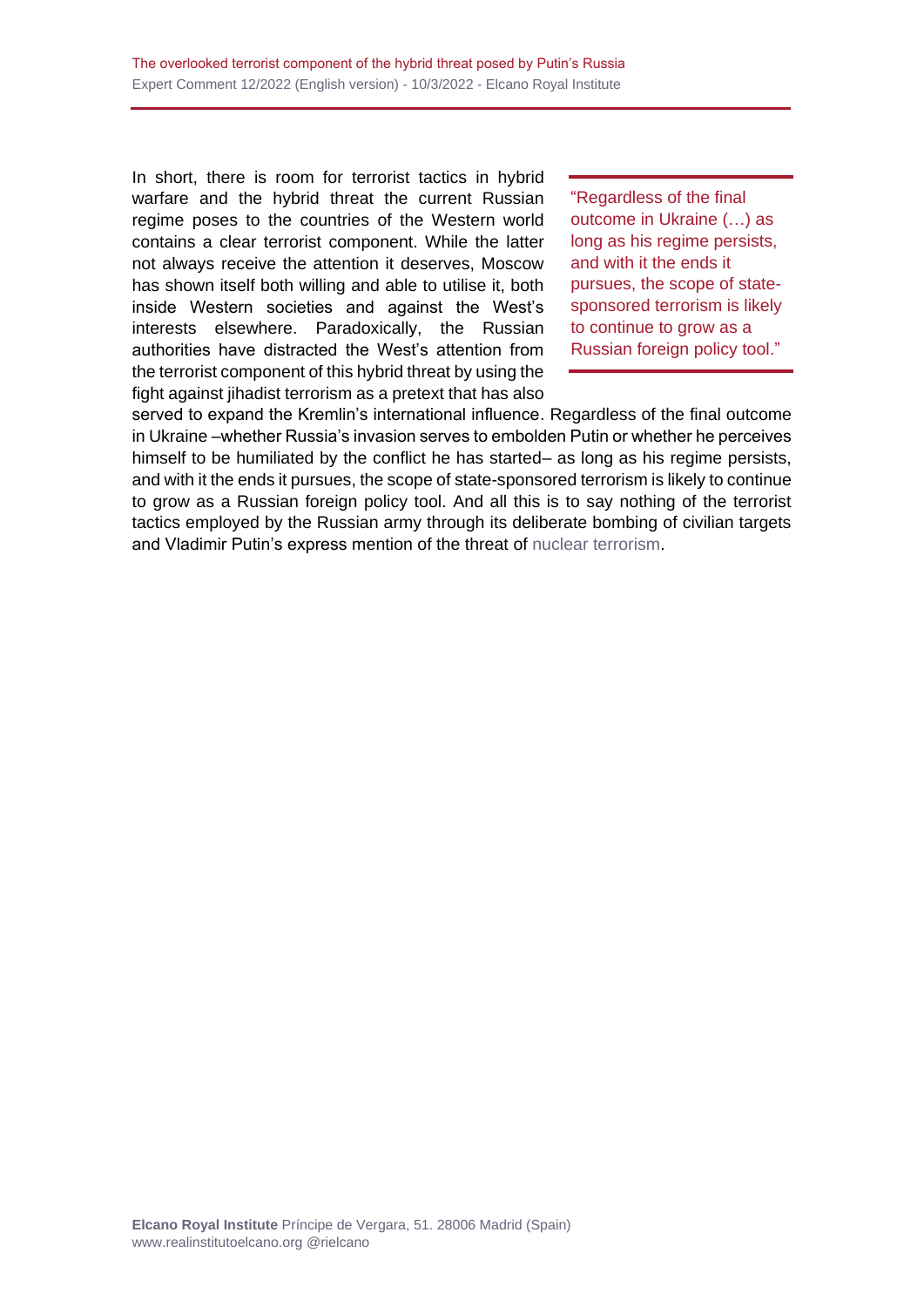In short, there is room for terrorist tactics in hybrid warfare and the hybrid threat the current Russian regime poses to the countries of the Western world contains a clear terrorist component. While the latter not always receive the attention it deserves, Moscow has shown itself both willing and able to utilise it, both inside Western societies and against the West's interests elsewhere. Paradoxically, the Russian authorities have distracted the West's attention from the terrorist component of this hybrid threat by using the fight against jihadist terrorism as a pretext that has also served to expand the Kremlin's international influence. Regardless of the final outcome in Ukraine –whether Russia's invasion serves to embolden Putin or whether he perceives himself to be humiliated by the conflict he has started– as long as his regime persists, and with it the ends it pursues, the scope of state-sponsored terrorism is likely to continue to grow as a Russian foreign policy tool. And all this is to say nothing of the terrorist tactics employed by the Russian army through its deliberate bombing of civilian targets and Vladimir Putin's express mention of the threat of nuclear terrorism.

> "Regardless of the final outcome in Ukraine (…) as long as his regime persists, and with it the ends it pursues, the scope of state-sponsored terrorism is likely to continue to grow as a Russian foreign policy tool."